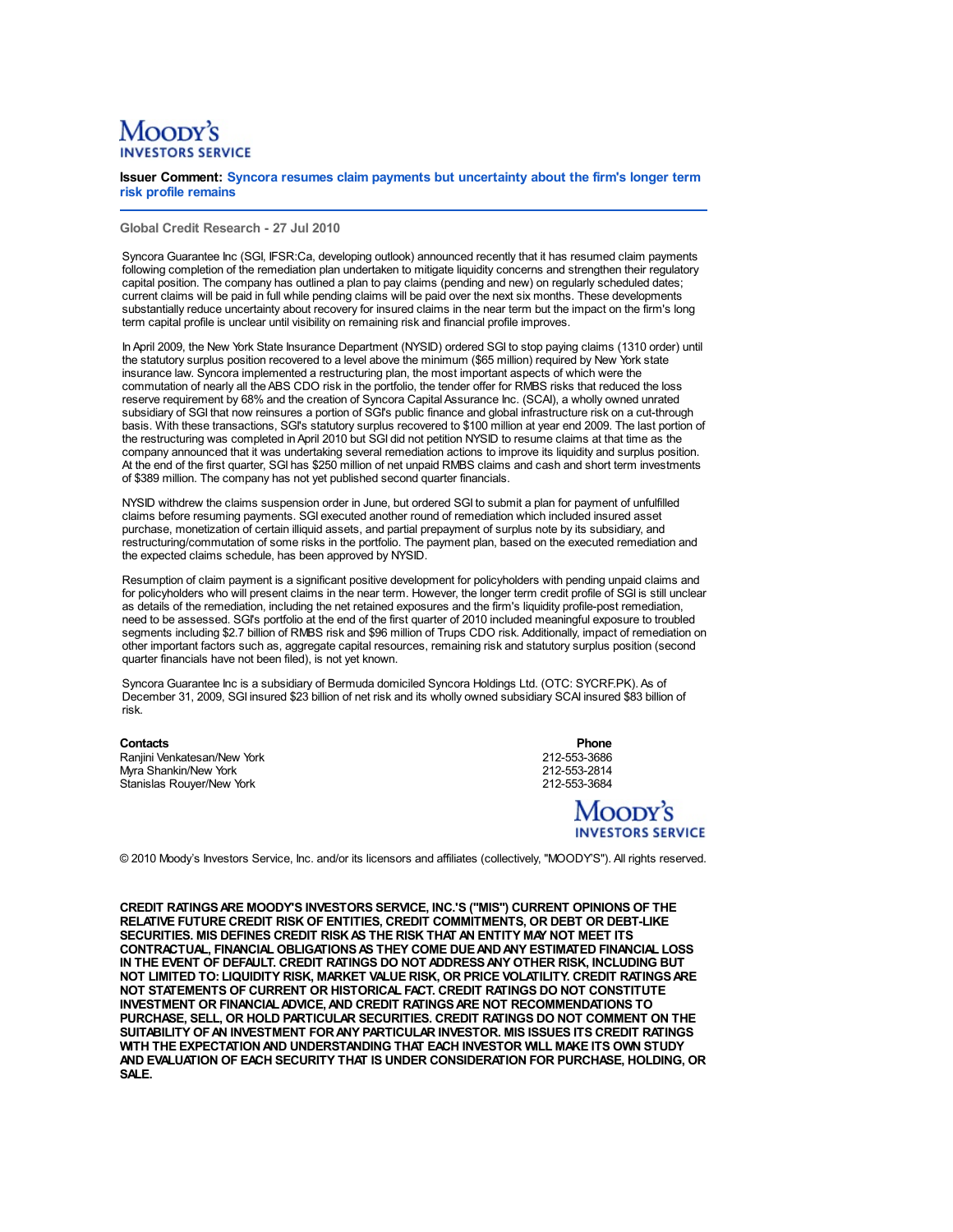Moody's Investors Service

**Issuer Comment: Syncora resumes claim payments but uncertainty about the firm's longer term risk profile remains**

**Global Credit Research - 27 Jul 2010**

Syncora Guarantee Inc (SGI, IFSR:Ca, developing outlook) announced recently that it has resumed claim payments following completion of the remediation plan undertaken to mitigate liquidity concerns and strengthen their regulatory capital position. The company has outlined a plan to pay claims (pending and new) on regularly scheduled dates; current claims will be paid in full while pending claims will be paid over the next six months. These developments substantially reduce uncertainty about recovery for insured claims in the near term but the impact on the firm's long term capital profile is unclear until visibility on remaining risk and financial profile improves.

In April 2009, the New York State Insurance Department (NYSID) ordered SGI to stop paying claims (1310 order) until the statutory surplus position recovered to a level above the minimum ($65 million) required by New York state insurance law. Syncora implemented a restructuring plan, the most important aspects of which were the commutation of nearly all the ABS CDO risk in the portfolio, the tender offer for RMBS risks that reduced the loss reserve requirement by 68% and the creation of Syncora Capital Assurance Inc. (SCAI), a wholly owned unrated subsidiary of SGI that now reinsures a portion of SGI's public finance and global infrastructure risk on a cut-through basis. With these transactions, SGI's statutory surplus recovered to $100 million at year end 2009. The last portion of the restructuring was completed in April 2010 but SGI did not petition NYSID to resume claims at that time as the company announced that it was undertaking several remediation actions to improve its liquidity and surplus position. At the end of the first quarter, SGI has $250 million of net unpaid RMBS claims and cash and short term investments of $389 million. The company has not yet published second quarter financials.

NYSID withdrew the claims suspension order in June, but ordered SGI to submit a plan for payment of unfulfilled claims before resuming payments. SGI executed another round of remediation which included insured asset purchase, monetization of certain illiquid assets, and partial prepayment of surplus note by its subsidiary, and restructuring/commutation of some risks in the portfolio. The payment plan, based on the executed remediation and the expected claims schedule, has been approved by NYSID.

Resumption of claim payment is a significant positive development for policyholders with pending unpaid claims and for policyholders who will present claims in the near term. However, the longer term credit profile of SGI is still unclear as details of the remediation, including the net retained exposures and the firm's liquidity profile-post remediation, need to be assessed. SGI's portfolio at the end of the first quarter of 2010 included meaningful exposure to troubled segments including $2.7 billion of RMBS risk and $96 million of Trups CDO risk. Additionally, impact of remediation on other important factors such as, aggregate capital resources, remaining risk and statutory surplus position (second quarter financials have not been filed), is not yet known.

Syncora Guarantee Inc is a subsidiary of Bermuda domiciled Syncora Holdings Ltd. (OTC: SYCRF.PK). As of December 31, 2009, SGI insured $23 billion of net risk and its wholly owned subsidiary SCAI insured $83 billion of risk.

| **Contacts** | **Phone** |
|---|---|
| Ranjini Venkatesan/New York | 212-553-3686 |
| Myra Shankin/New York | 212-553-2814 |
| Stanislas Rouyer/New York | 212-553-3684 |

Moody's Investors Service

© 2010 Moody's Investors Service, Inc. and/or its licensors and affiliates (collectively, "MOODY'S"). All rights reserved.

**CREDIT RATINGS ARE MOODY'S INVESTORS SERVICE, INC.'S ("MIS") CURRENT OPINIONS OF THE RELATIVE FUTURE CREDIT RISK OF ENTITIES, CREDIT COMMITMENTS, OR DEBT OR DEBT-LIKE SECURITIES. MIS DEFINES CREDIT RISK AS THE RISK THAT AN ENTITY MAY NOT MEET ITS CONTRACTUAL, FINANCIAL OBLIGATIONS AS THEY COME DUE AND ANY ESTIMATED FINANCIAL LOSS IN THE EVENT OF DEFAULT. CREDIT RATINGS DO NOT ADDRESS ANY OTHER RISK, INCLUDING BUT NOT LIMITED TO: LIQUIDITY RISK, MARKET VALUE RISK, OR PRICE VOLATILITY. CREDIT RATINGS ARE NOT STATEMENTS OF CURRENT OR HISTORICAL FACT. CREDIT RATINGS DO NOT CONSTITUTE INVESTMENT OR FINANCIAL ADVICE, AND CREDIT RATINGS ARE NOT RECOMMENDATIONS TO PURCHASE, SELL, OR HOLD PARTICULAR SECURITIES. CREDIT RATINGS DO NOT COMMENT ON THE SUITABILITY OF AN INVESTMENT FOR ANY PARTICULAR INVESTOR. MIS ISSUES ITS CREDIT RATINGS WITH THE EXPECTATION AND UNDERSTANDING THAT EACH INVESTOR WILL MAKE ITS OWN STUDY AND EVALUATION OF EACH SECURITY THAT IS UNDER CONSIDERATION FOR PURCHASE, HOLDING, OR SALE.**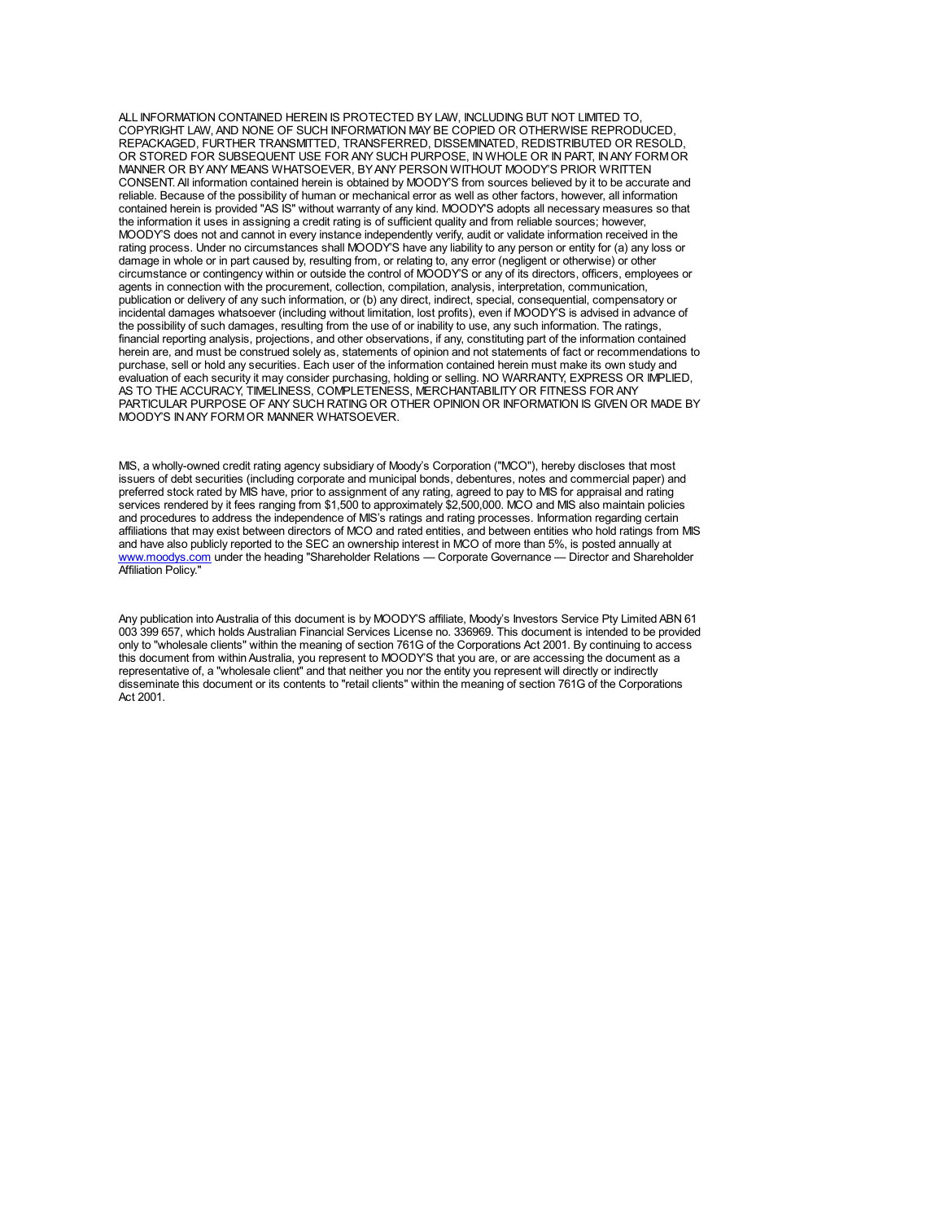ALL INFORMATION CONTAINED HEREIN IS PROTECTED BY LAW, INCLUDING BUT NOT LIMITED TO, COPYRIGHT LAW, AND NONE OF SUCH INFORMATION MAY BE COPIED OR OTHERWISE REPRODUCED, REPACKAGED, FURTHER TRANSMITTED, TRANSFERRED, DISSEMINATED, REDISTRIBUTED OR RESOLD, OR STORED FOR SUBSEQUENT USE FOR ANY SUCH PURPOSE, IN WHOLE OR IN PART, IN ANY FORM OR MANNER OR BY ANY MEANS WHATSOEVER, BY ANY PERSON WITHOUT MOODY'S PRIOR WRITTEN CONSENT. All information contained herein is obtained by MOODY'S from sources believed by it to be accurate and reliable. Because of the possibility of human or mechanical error as well as other factors, however, all information contained herein is provided "AS IS" without warranty of any kind. MOODY'S adopts all necessary measures so that the information it uses in assigning a credit rating is of sufficient quality and from reliable sources; however, MOODY'S does not and cannot in every instance independently verify, audit or validate information received in the rating process. Under no circumstances shall MOODY'S have any liability to any person or entity for (a) any loss or damage in whole or in part caused by, resulting from, or relating to, any error (negligent or otherwise) or other circumstance or contingency within or outside the control of MOODY'S or any of its directors, officers, employees or agents in connection with the procurement, collection, compilation, analysis, interpretation, communication, publication or delivery of any such information, or (b) any direct, indirect, special, consequential, compensatory or incidental damages whatsoever (including without limitation, lost profits), even if MOODY'S is advised in advance of the possibility of such damages, resulting from the use of or inability to use, any such information. The ratings, financial reporting analysis, projections, and other observations, if any, constituting part of the information contained herein are, and must be construed solely as, statements of opinion and not statements of fact or recommendations to purchase, sell or hold any securities. Each user of the information contained herein must make its own study and evaluation of each security it may consider purchasing, holding or selling. NO WARRANTY, EXPRESS OR IMPLIED, AS TO THE ACCURACY, TIMELINESS, COMPLETENESS, MERCHANTABILITY OR FITNESS FOR ANY PARTICULAR PURPOSE OF ANY SUCH RATING OR OTHER OPINION OR INFORMATION IS GIVEN OR MADE BY MOODY'S IN ANY FORM OR MANNER WHATSOEVER.

MIS, a wholly-owned credit rating agency subsidiary of Moody's Corporation ("MCO"), hereby discloses that most issuers of debt securities (including corporate and municipal bonds, debentures, notes and commercial paper) and preferred stock rated by MIS have, prior to assignment of any rating, agreed to pay to MIS for appraisal and rating services rendered by it fees ranging from $1,500 to approximately $2,500,000. MCO and MIS also maintain policies and procedures to address the independence of MIS's ratings and rating processes. Information regarding certain affiliations that may exist between directors of MCO and rated entities, and between entities who hold ratings from MIS and have also publicly reported to the SEC an ownership interest in MCO of more than 5%, is posted annually at www.moodys.com under the heading "Shareholder Relations — Corporate Governance — Director and Shareholder Affiliation Policy."

Any publication into Australia of this document is by MOODY'S affiliate, Moody's Investors Service Pty Limited ABN 61 003 399 657, which holds Australian Financial Services License no. 336969. This document is intended to be provided only to "wholesale clients" within the meaning of section 761G of the Corporations Act 2001. By continuing to access this document from within Australia, you represent to MOODY'S that you are, or are accessing the document as a representative of, a "wholesale client" and that neither you nor the entity you represent will directly or indirectly disseminate this document or its contents to "retail clients" within the meaning of section 761G of the Corporations Act 2001.